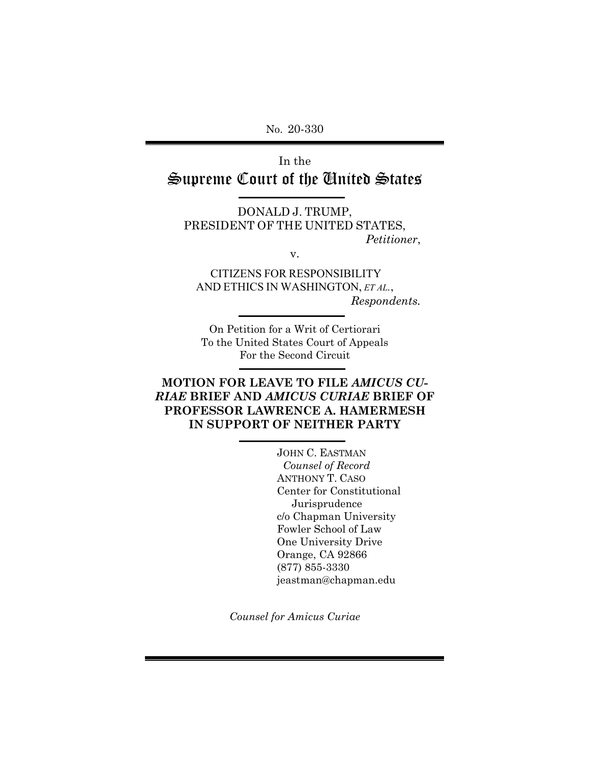No. 20-330

In the

# Supreme Court of the United States

DONALD J. TRUMP,
PRESIDENT OF THE UNITED STATES,
*Petitioner*,

v.

CITIZENS FOR RESPONSIBILITY
AND ETHICS IN WASHINGTON, *ET AL.*,
*Respondents.*

On Petition for a Writ of Certiorari
To the United States Court of Appeals
For the Second Circuit

## MOTION FOR LEAVE TO FILE *AMICUS CURIAE* BRIEF AND *AMICUS CURIAE* BRIEF OF PROFESSOR LAWRENCE A. HAMERMESH IN SUPPORT OF NEITHER PARTY

JOHN C. EASTMAN
*Counsel of Record*
ANTHONY T. CASO
Center for Constitutional Jurisprudence
c/o Chapman University
Fowler School of Law
One University Drive
Orange, CA 92866
(877) 855-3330
jeastman@chapman.edu

*Counsel for Amicus Curiae*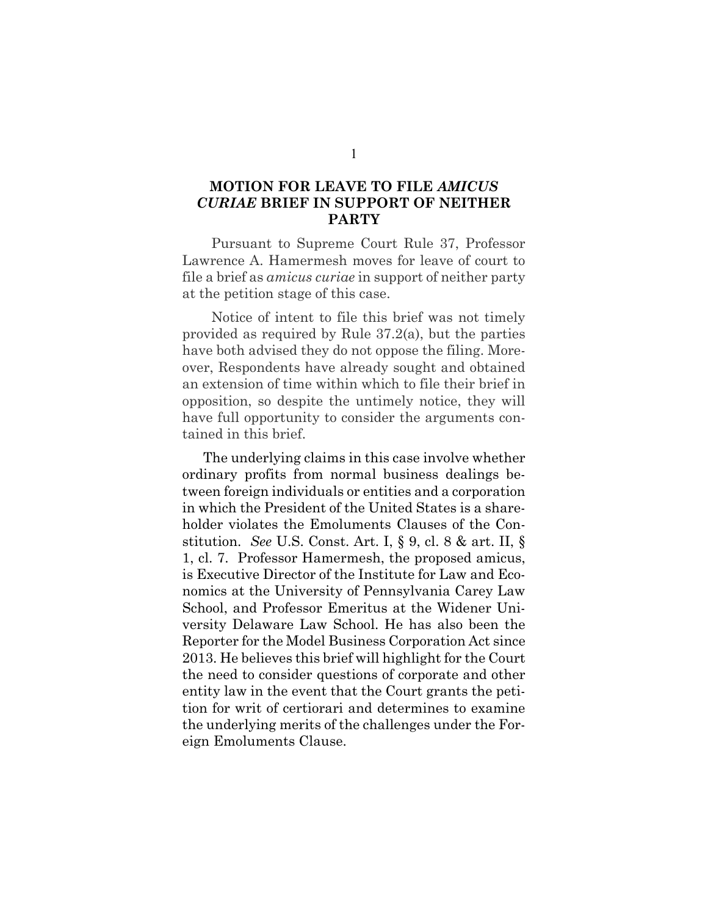## MOTION FOR LEAVE TO FILE *AMICUS CURIAE* BRIEF IN SUPPORT OF NEITHER PARTY

Pursuant to Supreme Court Rule 37, Professor Lawrence A. Hamermesh moves for leave of court to file a brief as *amicus curiae* in support of neither party at the petition stage of this case.

Notice of intent to file this brief was not timely provided as required by Rule 37.2(a), but the parties have both advised they do not oppose the filing. Moreover, Respondents have already sought and obtained an extension of time within which to file their brief in opposition, so despite the untimely notice, they will have full opportunity to consider the arguments contained in this brief.

The underlying claims in this case involve whether ordinary profits from normal business dealings between foreign individuals or entities and a corporation in which the President of the United States is a shareholder violates the Emoluments Clauses of the Constitution. *See* U.S. Const. Art. I, § 9, cl. 8 & art. II, § 1, cl. 7. Professor Hamermesh, the proposed amicus, is Executive Director of the Institute for Law and Economics at the University of Pennsylvania Carey Law School, and Professor Emeritus at the Widener University Delaware Law School. He has also been the Reporter for the Model Business Corporation Act since 2013. He believes this brief will highlight for the Court the need to consider questions of corporate and other entity law in the event that the Court grants the petition for writ of certiorari and determines to examine the underlying merits of the challenges under the Foreign Emoluments Clause.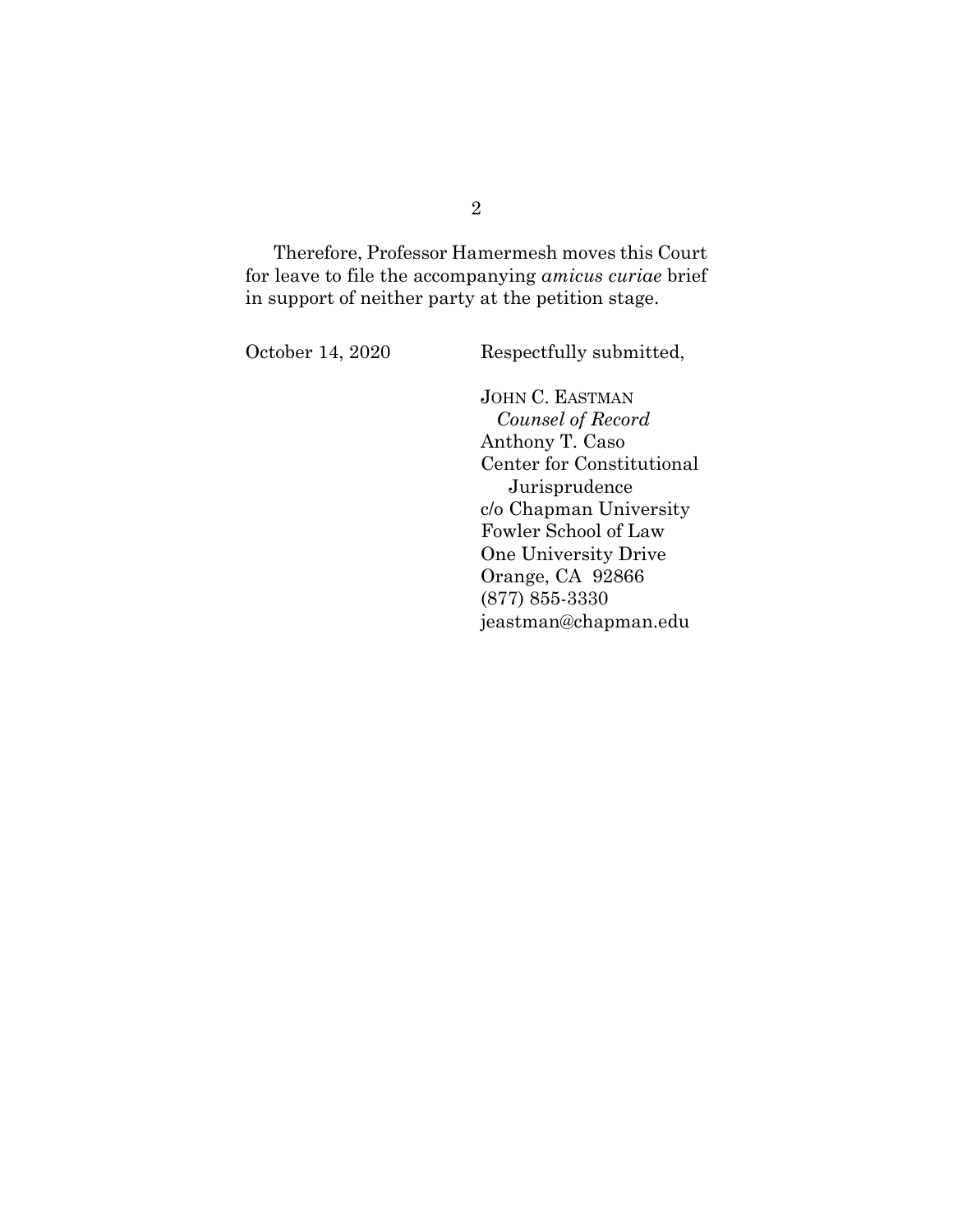Therefore, Professor Hamermesh moves this Court for leave to file the accompanying *amicus curiae* brief in support of neither party at the petition stage.

October 14, 2020

Respectfully submitted,

JOHN C. EASTMAN
*Counsel of Record*
Anthony T. Caso
Center for Constitutional Jurisprudence
c/o Chapman University Fowler School of Law
One University Drive
Orange, CA 92866
(877) 855-3330
jeastman@chapman.edu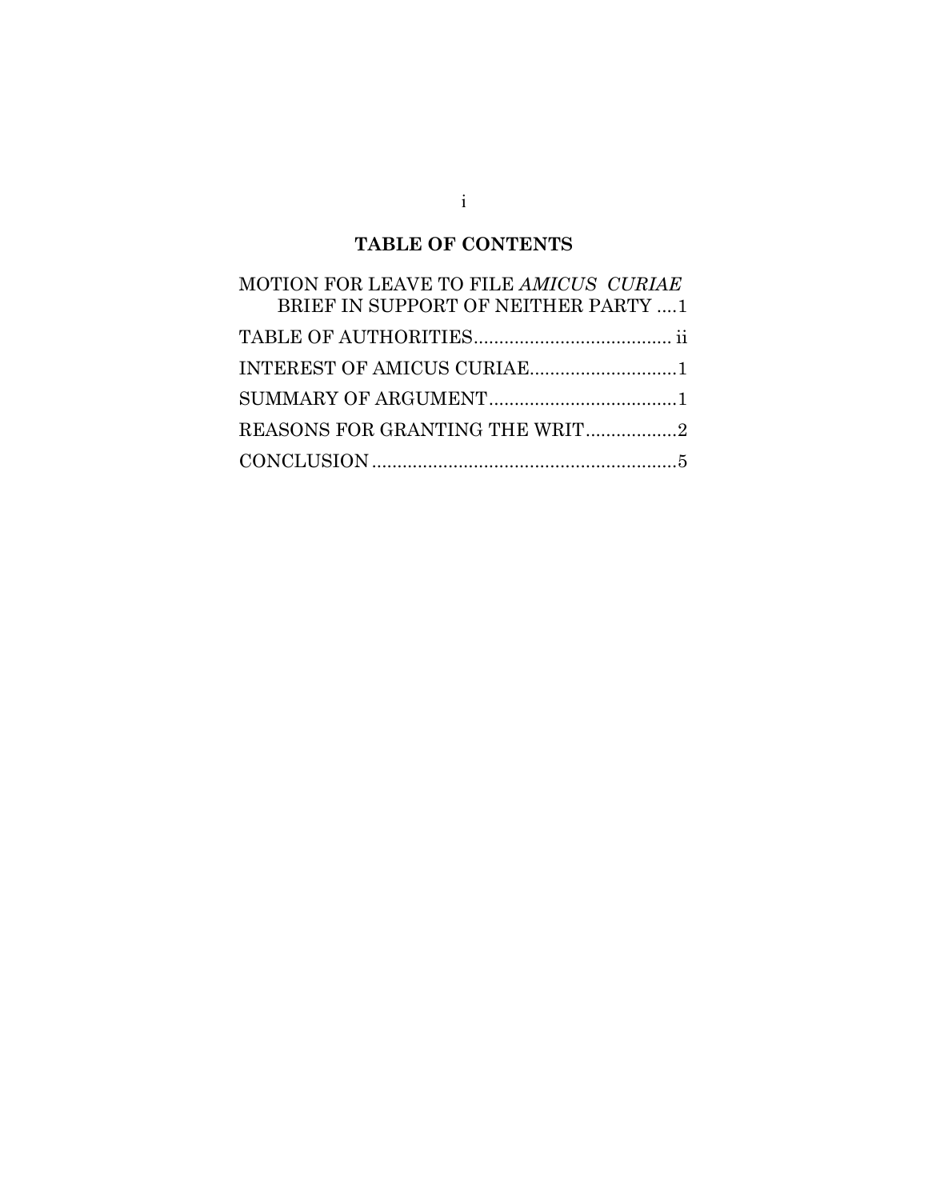# TABLE OF CONTENTS

MOTION FOR LEAVE TO FILE *AMICUS CURIAE* BRIEF IN SUPPORT OF NEITHER PARTY ....1

TABLE OF AUTHORITIES....................................... ii

INTEREST OF AMICUS CURIAE.............................1

SUMMARY OF ARGUMENT.....................................1

REASONS FOR GRANTING THE WRIT..................2

CONCLUSION ............................................................5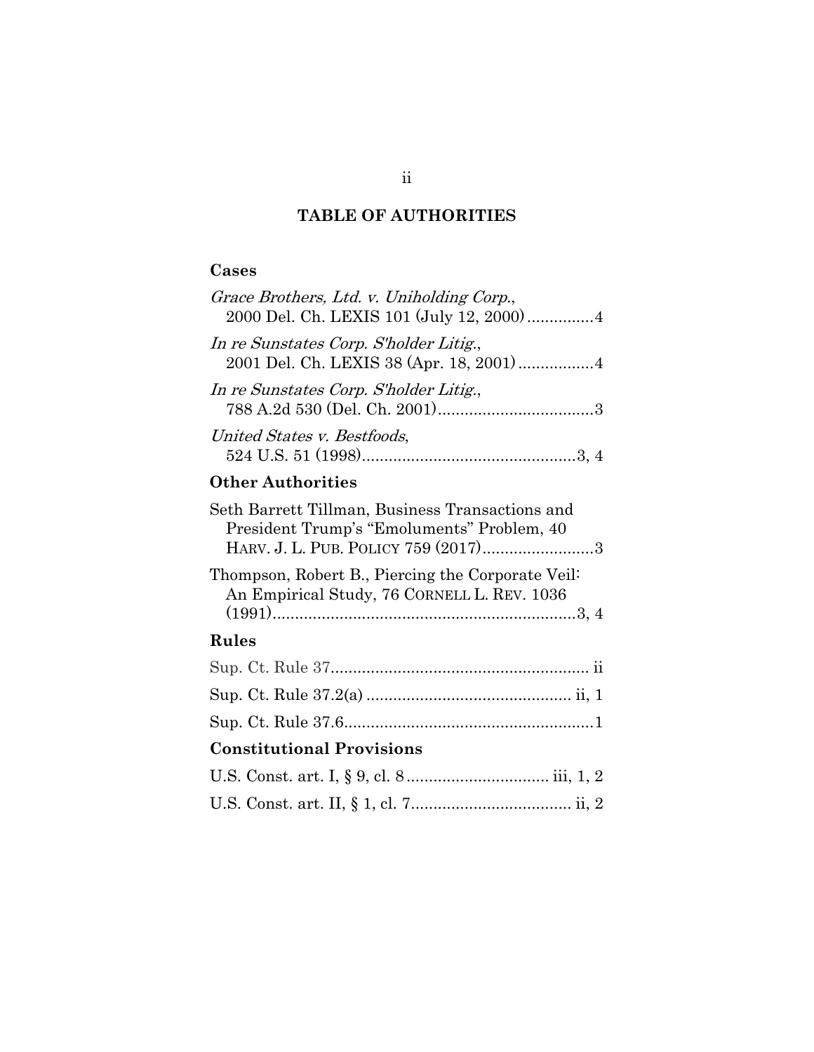# TABLE OF AUTHORITIES

## Cases

*Grace Brothers, Ltd. v. Uniholding Corp.*, 2000 Del. Ch. LEXIS 101 (July 12, 2000)...............4

*In re Sunstates Corp. S'holder Litig.*, 2001 Del. Ch. LEXIS 38 (Apr. 18, 2001).................4

*In re Sunstates Corp. S'holder Litig.*, 788 A.2d 530 (Del. Ch. 2001)...................................3

*United States v. Bestfoods*, 524 U.S. 51 (1998)................................................3, 4

## Other Authorities

Seth Barrett Tillman, Business Transactions and President Trump's "Emoluments" Problem, 40 HARV. J. L. PUB. POLICY 759 (2017).........................3

Thompson, Robert B., Piercing the Corporate Veil: An Empirical Study, 76 CORNELL L. REV. 1036 (1991)....................................................................3, 4

## Rules

Sup. Ct. Rule 37......................................................... ii

Sup. Ct. Rule 37.2(a) ............................................. ii, 1

Sup. Ct. Rule 37.6........................................................1

## Constitutional Provisions

U.S. Const. art. I, § 9, cl. 8 ................................ iii, 1, 2

U.S. Const. art. II, § 1, cl. 7.................................... ii, 2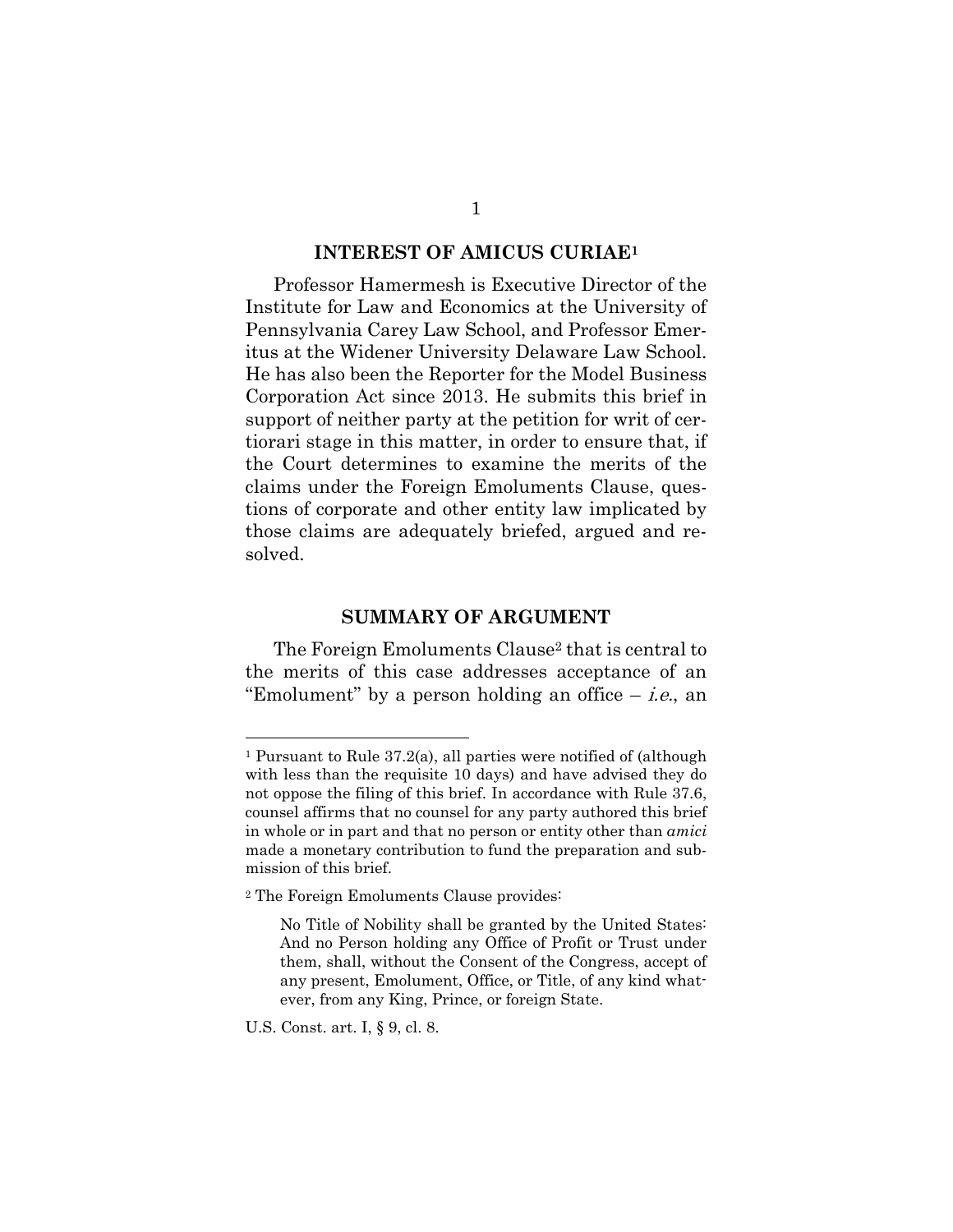## INTEREST OF AMICUS CURIAE[1]

Professor Hamermesh is Executive Director of the Institute for Law and Economics at the University of Pennsylvania Carey Law School, and Professor Emeritus at the Widener University Delaware Law School. He has also been the Reporter for the Model Business Corporation Act since 2013. He submits this brief in support of neither party at the petition for writ of certiorari stage in this matter, in order to ensure that, if the Court determines to examine the merits of the claims under the Foreign Emoluments Clause, questions of corporate and other entity law implicated by those claims are adequately briefed, argued and resolved.

## SUMMARY OF ARGUMENT

The Foreign Emoluments Clause[2] that is central to the merits of this case addresses acceptance of an "Emolument" by a person holding an office – *i.e.*, an

---

[1] Pursuant to Rule 37.2(a), all parties were notified of (although with less than the requisite 10 days) and have advised they do not oppose the filing of this brief. In accordance with Rule 37.6, counsel affirms that no counsel for any party authored this brief in whole or in part and that no person or entity other than *amici* made a monetary contribution to fund the preparation and submission of this brief.

[2] The Foreign Emoluments Clause provides:

> No Title of Nobility shall be granted by the United States: And no Person holding any Office of Profit or Trust under them, shall, without the Consent of the Congress, accept of any present, Emolument, Office, or Title, of any kind whatever, from any King, Prince, or foreign State.

U.S. Const. art. I, § 9, cl. 8.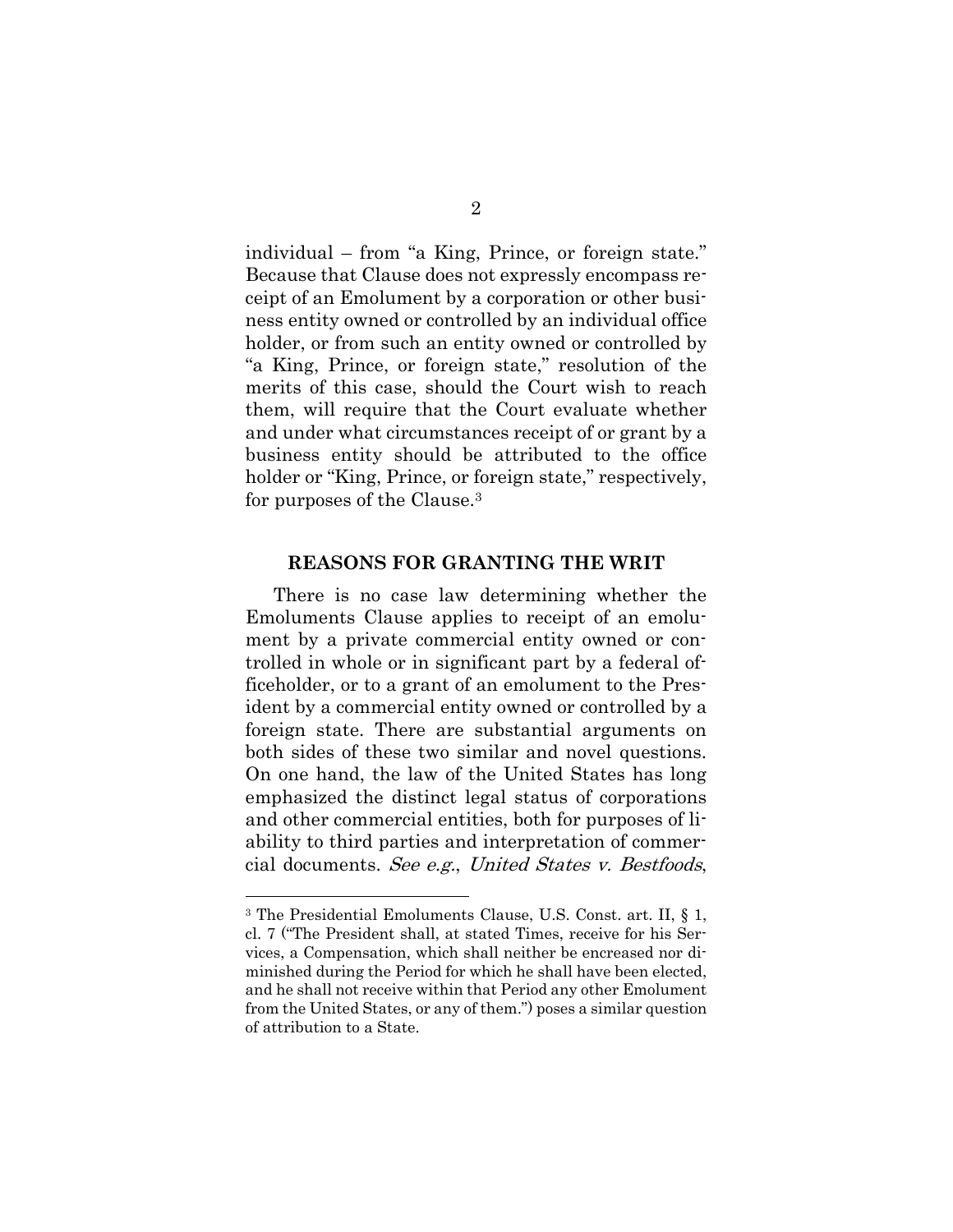individual – from "a King, Prince, or foreign state." Because that Clause does not expressly encompass receipt of an Emolument by a corporation or other business entity owned or controlled by an individual office holder, or from such an entity owned or controlled by "a King, Prince, or foreign state," resolution of the merits of this case, should the Court wish to reach them, will require that the Court evaluate whether and under what circumstances receipt of or grant by a business entity should be attributed to the office holder or "King, Prince, or foreign state," respectively, for purposes of the Clause.[3]

## REASONS FOR GRANTING THE WRIT

There is no case law determining whether the Emoluments Clause applies to receipt of an emolument by a private commercial entity owned or controlled in whole or in significant part by a federal officeholder, or to a grant of an emolument to the President by a commercial entity owned or controlled by a foreign state. There are substantial arguments on both sides of these two similar and novel questions. On one hand, the law of the United States has long emphasized the distinct legal status of corporations and other commercial entities, both for purposes of liability to third parties and interpretation of commercial documents. *See e.g.*, *United States v. Bestfoods*,

---

[3] The Presidential Emoluments Clause, U.S. Const. art. II, § 1, cl. 7 ("The President shall, at stated Times, receive for his Services, a Compensation, which shall neither be encreased nor diminished during the Period for which he shall have been elected, and he shall not receive within that Period any other Emolument from the United States, or any of them.") poses a similar question of attribution to a State.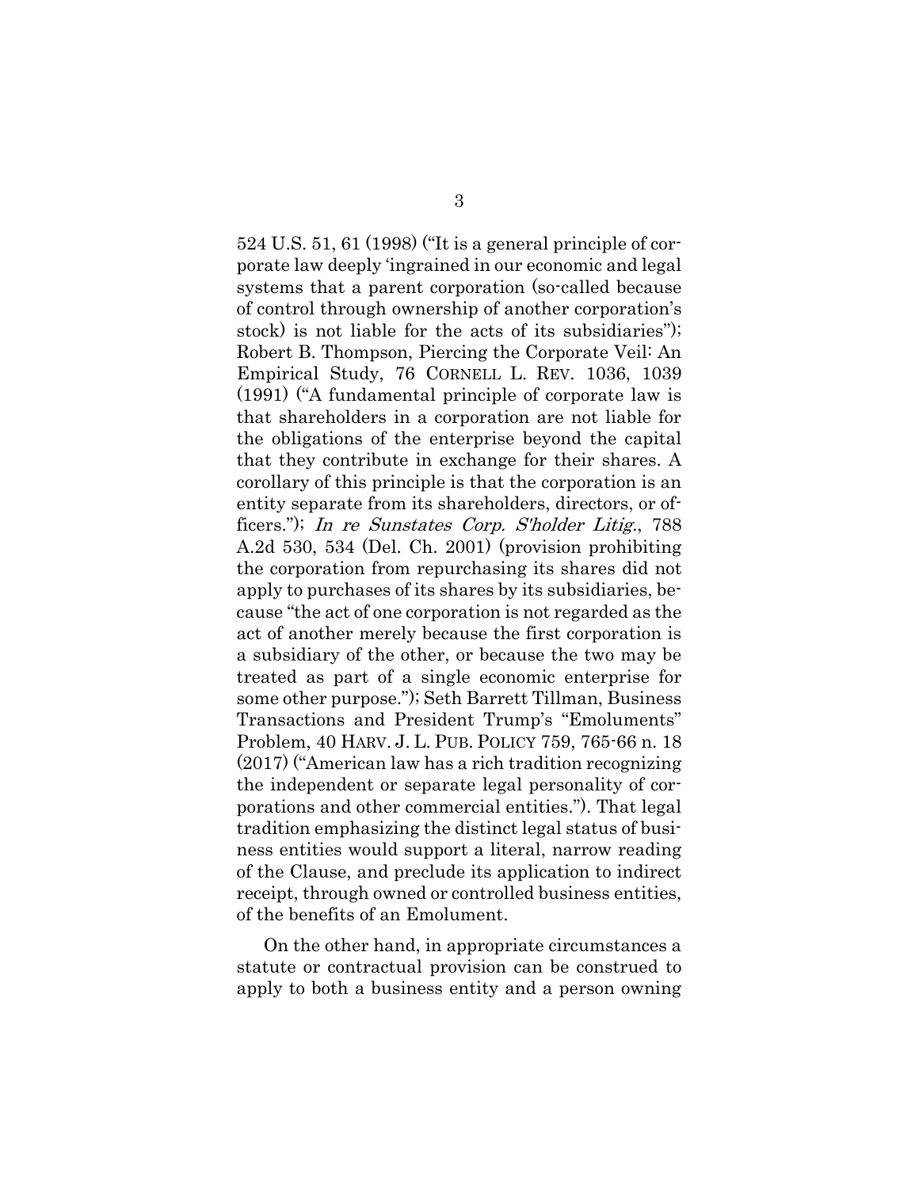524 U.S. 51, 61 (1998) ("It is a general principle of corporate law deeply 'ingrained in our economic and legal systems that a parent corporation (so-called because of control through ownership of another corporation's stock) is not liable for the acts of its subsidiaries"); Robert B. Thompson, Piercing the Corporate Veil: An Empirical Study, 76 CORNELL L. REV. 1036, 1039 (1991) ("A fundamental principle of corporate law is that shareholders in a corporation are not liable for the obligations of the enterprise beyond the capital that they contribute in exchange for their shares. A corollary of this principle is that the corporation is an entity separate from its shareholders, directors, or officers."); *In re Sunstates Corp. S'holder Litig.*, 788 A.2d 530, 534 (Del. Ch. 2001) (provision prohibiting the corporation from repurchasing its shares did not apply to purchases of its shares by its subsidiaries, because "the act of one corporation is not regarded as the act of another merely because the first corporation is a subsidiary of the other, or because the two may be treated as part of a single economic enterprise for some other purpose."); Seth Barrett Tillman, Business Transactions and President Trump's "Emoluments" Problem, 40 HARV. J. L. PUB. POLICY 759, 765-66 n. 18 (2017) ("American law has a rich tradition recognizing the independent or separate legal personality of corporations and other commercial entities."). That legal tradition emphasizing the distinct legal status of business entities would support a literal, narrow reading of the Clause, and preclude its application to indirect receipt, through owned or controlled business entities, of the benefits of an Emolument.

On the other hand, in appropriate circumstances a statute or contractual provision can be construed to apply to both a business entity and a person owning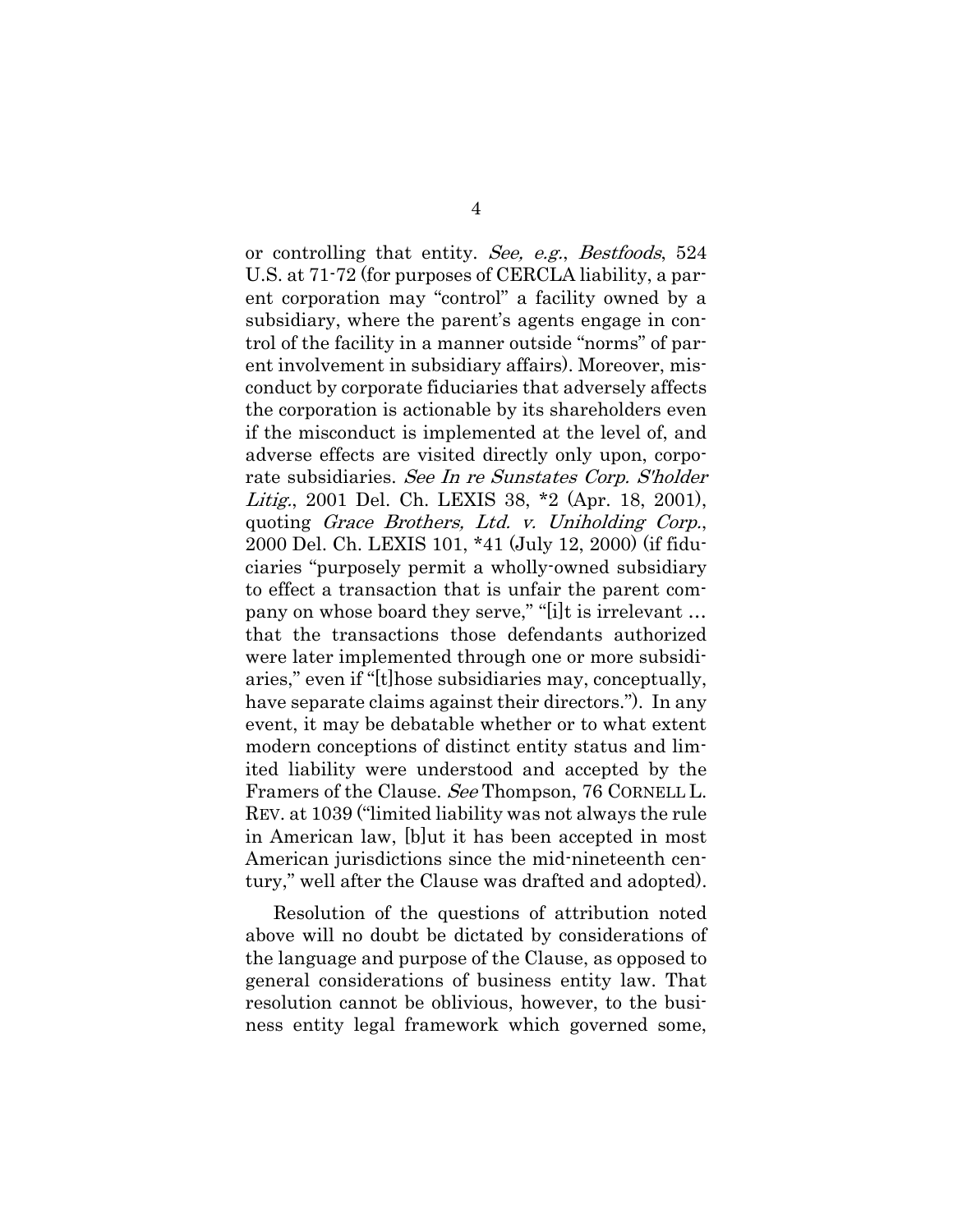or controlling that entity. *See, e.g.*, *Bestfoods*, 524 U.S. at 71-72 (for purposes of CERCLA liability, a parent corporation may "control" a facility owned by a subsidiary, where the parent's agents engage in control of the facility in a manner outside "norms" of parent involvement in subsidiary affairs). Moreover, misconduct by corporate fiduciaries that adversely affects the corporation is actionable by its shareholders even if the misconduct is implemented at the level of, and adverse effects are visited directly only upon, corporate subsidiaries. *See In re Sunstates Corp. S'holder Litig.*, 2001 Del. Ch. LEXIS 38, *2 (Apr. 18, 2001), quoting *Grace Brothers, Ltd. v. Uniholding Corp.*, 2000 Del. Ch. LEXIS 101, *41 (July 12, 2000) (if fiduciaries "purposely permit a wholly-owned subsidiary to effect a transaction that is unfair the parent company on whose board they serve," "[i]t is irrelevant … that the transactions those defendants authorized were later implemented through one or more subsidiaries," even if "[t]hose subsidiaries may, conceptually, have separate claims against their directors."). In any event, it may be debatable whether or to what extent modern conceptions of distinct entity status and limited liability were understood and accepted by the Framers of the Clause. *See* Thompson, 76 CORNELL L. REV. at 1039 ("limited liability was not always the rule in American law, [b]ut it has been accepted in most American jurisdictions since the mid-nineteenth century," well after the Clause was drafted and adopted).

Resolution of the questions of attribution noted above will no doubt be dictated by considerations of the language and purpose of the Clause, as opposed to general considerations of business entity law. That resolution cannot be oblivious, however, to the business entity legal framework which governed some,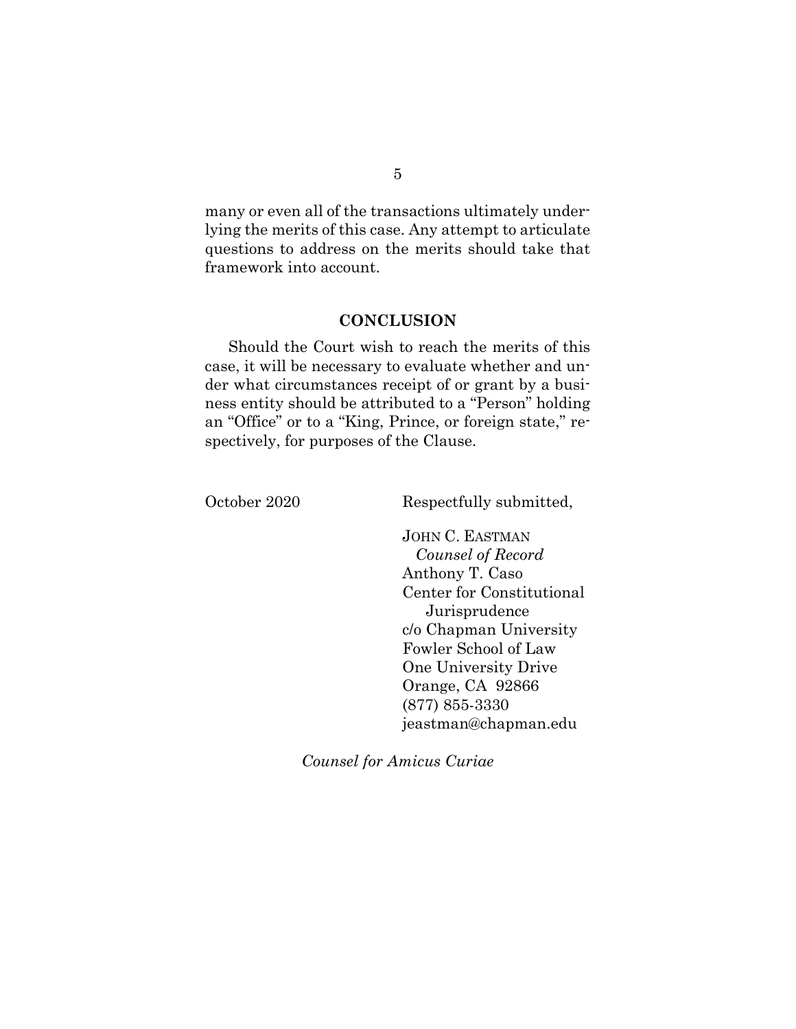many or even all of the transactions ultimately underlying the merits of this case. Any attempt to articulate questions to address on the merits should take that framework into account.

## CONCLUSION

Should the Court wish to reach the merits of this case, it will be necessary to evaluate whether and under what circumstances receipt of or grant by a business entity should be attributed to a "Person" holding an "Office" or to a "King, Prince, or foreign state," respectively, for purposes of the Clause.

October 2020

Respectfully submitted,

JOHN C. EASTMAN
*Counsel of Record*
Anthony T. Caso
Center for Constitutional Jurisprudence
c/o Chapman University
Fowler School of Law
One University Drive
Orange, CA 92866
(877) 855-3330
jeastman@chapman.edu

*Counsel for Amicus Curiae*